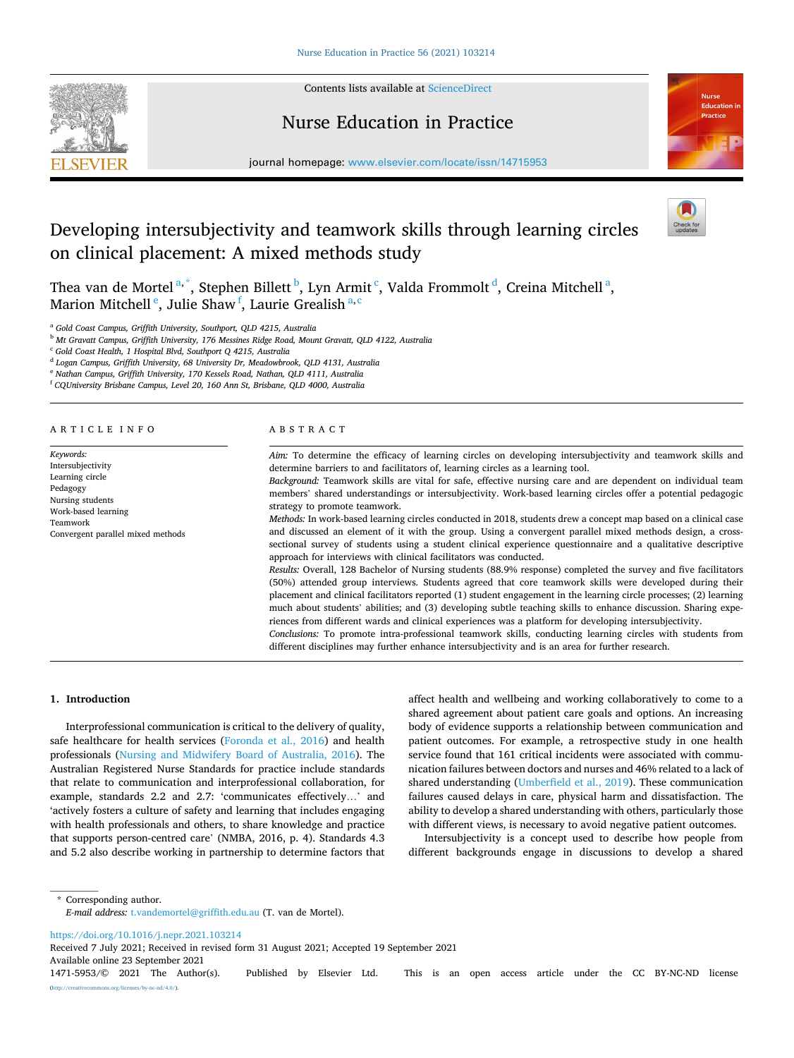# Developing intersubjectivity and teamwork skills through learning circles on clinical placement: A mixed methods study

Thea van de Mortel [a,*], Stephen Billett [b], Lyn Armit [c], Valda Frommolt [d], Creina Mitchell [a], Marion Mitchell [e], Julie Shaw [f], Laurie Grealish [a,c]

[a] Gold Coast Campus, Griffith University, Southport, QLD 4215, Australia
[b] Mt Gravatt Campus, Griffith University, 176 Messines Ridge Road, Mount Gravatt, QLD 4122, Australia
[c] Gold Coast Health, 1 Hospital Blvd, Southport Q 4215, Australia
[d] Logan Campus, Griffith University, 68 University Dr, Meadowbrook, QLD 4131, Australia
[e] Nathan Campus, Griffith University, 170 Kessels Road, Nathan, QLD 4111, Australia
[f] CQUniversity Brisbane Campus, Level 20, 160 Ann St, Brisbane, QLD 4000, Australia

## ARTICLE INFO

*Keywords:*
Intersubjectivity
Learning circle
Pedagogy
Nursing students
Work-based learning
Teamwork
Convergent parallel mixed methods

## ABSTRACT

*Aim:* To determine the efficacy of learning circles on developing intersubjectivity and teamwork skills and determine barriers to and facilitators of, learning circles as a learning tool.

*Background:* Teamwork skills are vital for safe, effective nursing care and are dependent on individual team members' shared understandings or intersubjectivity. Work-based learning circles offer a potential pedagogic strategy to promote teamwork.

*Methods:* In work-based learning circles conducted in 2018, students drew a concept map based on a clinical case and discussed an element of it with the group. Using a convergent parallel mixed methods design, a cross-sectional survey of students using a student clinical experience questionnaire and a qualitative descriptive approach for interviews with clinical facilitators was conducted.

*Results:* Overall, 128 Bachelor of Nursing students (88.9% response) completed the survey and five facilitators (50%) attended group interviews. Students agreed that core teamwork skills were developed during their placement and clinical facilitators reported (1) student engagement in the learning circle processes; (2) learning much about students' abilities; and (3) developing subtle teaching skills to enhance discussion. Sharing experiences from different wards and clinical experiences was a platform for developing intersubjectivity.

*Conclusions:* To promote intra-professional teamwork skills, conducting learning circles with students from different disciplines may further enhance intersubjectivity and is an area for further research.

## 1. Introduction

Interprofessional communication is critical to the delivery of quality, safe healthcare for health services (Foronda et al., 2016) and health professionals (Nursing and Midwifery Board of Australia, 2016). The Australian Registered Nurse Standards for practice include standards that relate to communication and interprofessional collaboration, for example, standards 2.2 and 2.7: 'communicates effectively…' and 'actively fosters a culture of safety and learning that includes engaging with health professionals and others, to share knowledge and practice that supports person-centred care' (NMBA, 2016, p. 4). Standards 4.3 and 5.2 also describe working in partnership to determine factors that affect health and wellbeing and working collaboratively to come to a shared agreement about patient care goals and options. An increasing body of evidence supports a relationship between communication and patient outcomes. For example, a retrospective study in one health service found that 161 critical incidents were associated with communication failures between doctors and nurses and 46% related to a lack of shared understanding (Umberfield et al., 2019). These communication failures caused delays in care, physical harm and dissatisfaction. The ability to develop a shared understanding with others, particularly those with different views, is necessary to avoid negative patient outcomes.

Intersubjectivity is a concept used to describe how people from different backgrounds engage in discussions to develop a shared

---

* Corresponding author.
*E-mail address:* t.vandemortel@griffith.edu.au (T. van de Mortel).

https://doi.org/10.1016/j.nepr.2021.103214
Received 7 July 2021; Received in revised form 31 August 2021; Accepted 19 September 2021
Available online 23 September 2021
1471-5953/© 2021 The Author(s). Published by Elsevier Ltd. This is an open access article under the CC BY-NC-ND license (http://creativecommons.org/licenses/by-nc-nd/4.0/).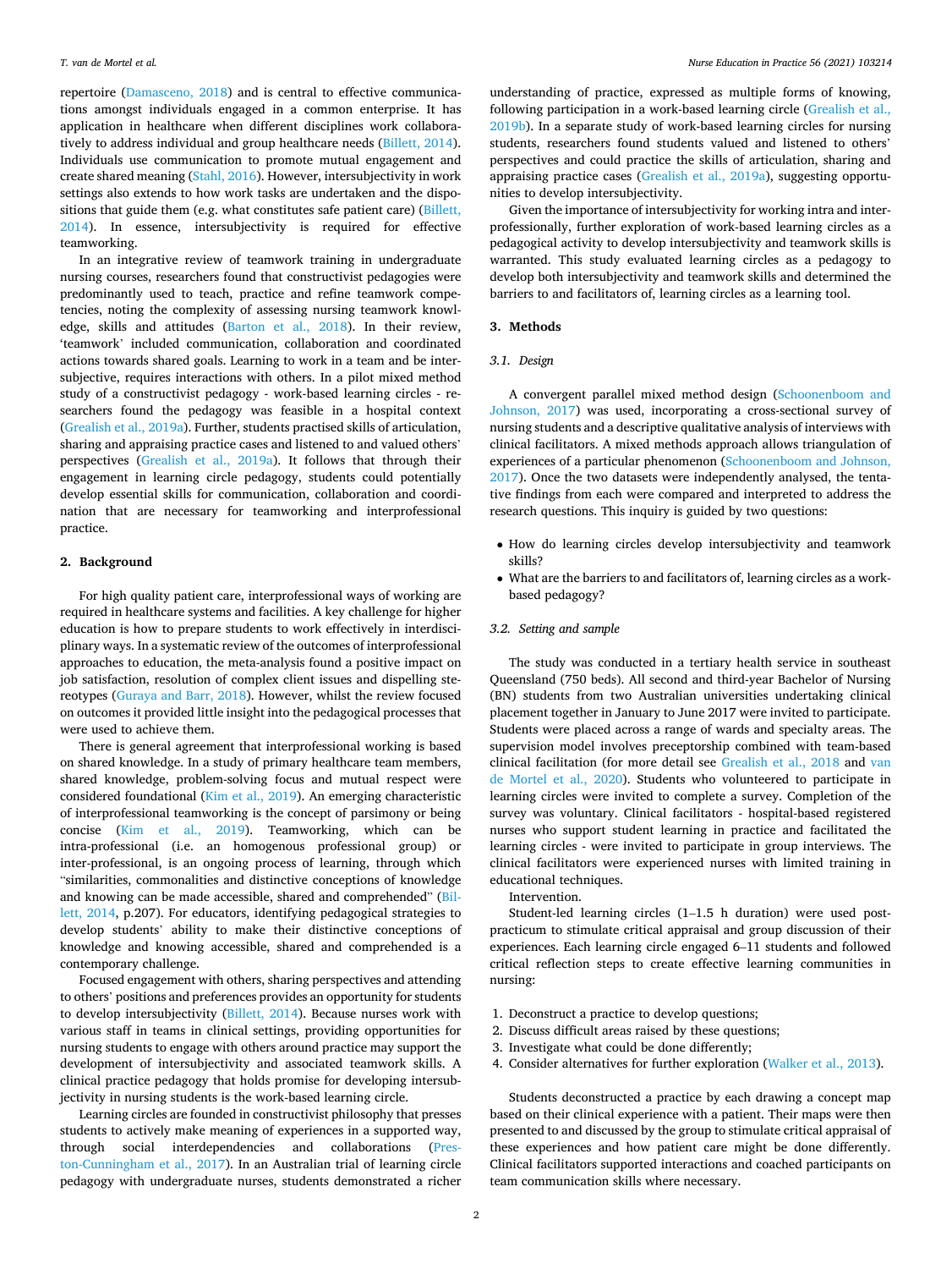repertoire (Damasceno, 2018) and is central to effective communications amongst individuals engaged in a common enterprise. It has application in healthcare when different disciplines work collaboratively to address individual and group healthcare needs (Billett, 2014). Individuals use communication to promote mutual engagement and create shared meaning (Stahl, 2016). However, intersubjectivity in work settings also extends to how work tasks are undertaken and the dispositions that guide them (e.g. what constitutes safe patient care) (Billett, 2014). In essence, intersubjectivity is required for effective teamworking.

In an integrative review of teamwork training in undergraduate nursing courses, researchers found that constructivist pedagogies were predominantly used to teach, practice and refine teamwork competencies, noting the complexity of assessing nursing teamwork knowledge, skills and attitudes (Barton et al., 2018). In their review, 'teamwork' included communication, collaboration and coordinated actions towards shared goals. Learning to work in a team and be intersubjective, requires interactions with others. In a pilot mixed method study of a constructivist pedagogy - work-based learning circles - researchers found the pedagogy was feasible in a hospital context (Grealish et al., 2019a). Further, students practised skills of articulation, sharing and appraising practice cases and listened to and valued others' perspectives (Grealish et al., 2019a). It follows that through their engagement in learning circle pedagogy, students could potentially develop essential skills for communication, collaboration and coordination that are necessary for teamworking and interprofessional practice.

## 2. Background

For high quality patient care, interprofessional ways of working are required in healthcare systems and facilities. A key challenge for higher education is how to prepare students to work effectively in interdisciplinary ways. In a systematic review of the outcomes of interprofessional approaches to education, the meta-analysis found a positive impact on job satisfaction, resolution of complex client issues and dispelling stereotypes (Guraya and Barr, 2018). However, whilst the review focused on outcomes it provided little insight into the pedagogical processes that were used to achieve them.

There is general agreement that interprofessional working is based on shared knowledge. In a study of primary healthcare team members, shared knowledge, problem-solving focus and mutual respect were considered foundational (Kim et al., 2019). An emerging characteristic of interprofessional teamworking is the concept of parsimony or being concise (Kim et al., 2019). Teamworking, which can be intra-professional (i.e. an homogenous professional group) or inter-professional, is an ongoing process of learning, through which "similarities, commonalities and distinctive conceptions of knowledge and knowing can be made accessible, shared and comprehended" (Billett, 2014, p.207). For educators, identifying pedagogical strategies to develop students' ability to make their distinctive conceptions of knowledge and knowing accessible, shared and comprehended is a contemporary challenge.

Focused engagement with others, sharing perspectives and attending to others' positions and preferences provides an opportunity for students to develop intersubjectivity (Billett, 2014). Because nurses work with various staff in teams in clinical settings, providing opportunities for nursing students to engage with others around practice may support the development of intersubjectivity and associated teamwork skills. A clinical practice pedagogy that holds promise for developing intersubjectivity in nursing students is the work-based learning circle.

Learning circles are founded in constructivist philosophy that presses students to actively make meaning of experiences in a supported way, through social interdependencies and collaborations (Preston-Cunningham et al., 2017). In an Australian trial of learning circle pedagogy with undergraduate nurses, students demonstrated a richer understanding of practice, expressed as multiple forms of knowing, following participation in a work-based learning circle (Grealish et al., 2019b). In a separate study of work-based learning circles for nursing students, researchers found students valued and listened to others' perspectives and could practice the skills of articulation, sharing and appraising practice cases (Grealish et al., 2019a), suggesting opportunities to develop intersubjectivity.

Given the importance of intersubjectivity for working intra and interprofessionally, further exploration of work-based learning circles as a pedagogical activity to develop intersubjectivity and teamwork skills is warranted. This study evaluated learning circles as a pedagogy to develop both intersubjectivity and teamwork skills and determined the barriers to and facilitators of, learning circles as a learning tool.

## 3. Methods

### 3.1. Design

A convergent parallel mixed method design (Schoonenboom and Johnson, 2017) was used, incorporating a cross-sectional survey of nursing students and a descriptive qualitative analysis of interviews with clinical facilitators. A mixed methods approach allows triangulation of experiences of a particular phenomenon (Schoonenboom and Johnson, 2017). Once the two datasets were independently analysed, the tentative findings from each were compared and interpreted to address the research questions. This inquiry is guided by two questions:

- How do learning circles develop intersubjectivity and teamwork skills?
- What are the barriers to and facilitators of, learning circles as a work-based pedagogy?

### 3.2. Setting and sample

The study was conducted in a tertiary health service in southeast Queensland (750 beds). All second and third-year Bachelor of Nursing (BN) students from two Australian universities undertaking clinical placement together in January to June 2017 were invited to participate. Students were placed across a range of wards and specialty areas. The supervision model involves preceptorship combined with team-based clinical facilitation (for more detail see Grealish et al., 2018 and van de Mortel et al., 2020). Students who volunteered to participate in learning circles were invited to complete a survey. Completion of the survey was voluntary. Clinical facilitators - hospital-based registered nurses who support student learning in practice and facilitated the learning circles - were invited to participate in group interviews. The clinical facilitators were experienced nurses with limited training in educational techniques.

Intervention.

Student-led learning circles (1–1.5 h duration) were used post-practicum to stimulate critical appraisal and group discussion of their experiences. Each learning circle engaged 6–11 students and followed critical reflection steps to create effective learning communities in nursing:

1. Deconstruct a practice to develop questions;
2. Discuss difficult areas raised by these questions;
3. Investigate what could be done differently;
4. Consider alternatives for further exploration (Walker et al., 2013).

Students deconstructed a practice by each drawing a concept map based on their clinical experience with a patient. Their maps were then presented to and discussed by the group to stimulate critical appraisal of these experiences and how patient care might be done differently. Clinical facilitators supported interactions and coached participants on team communication skills where necessary.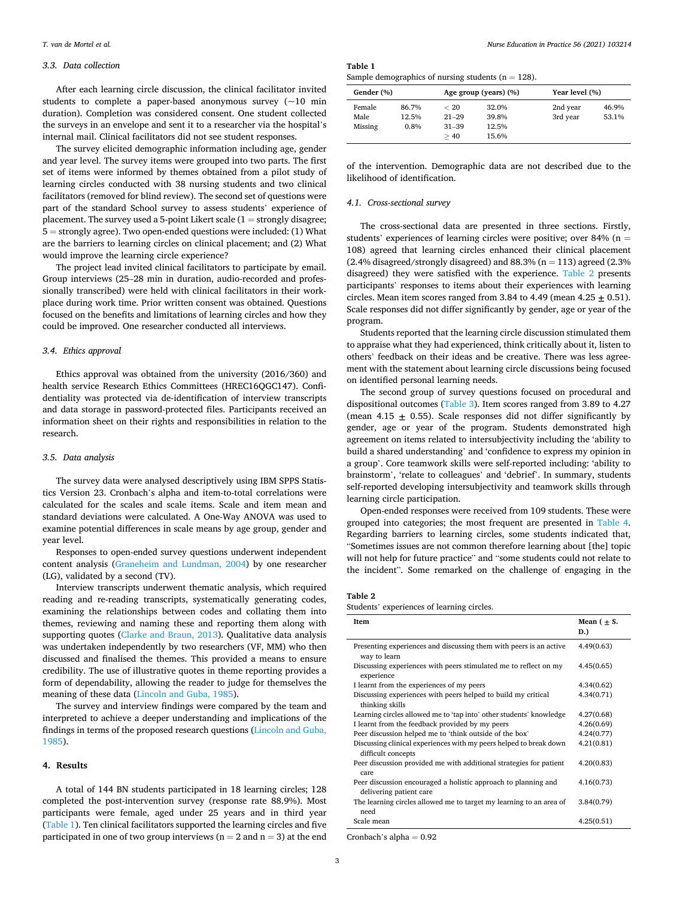### 3.3. Data collection

After each learning circle discussion, the clinical facilitator invited students to complete a paper-based anonymous survey (~10 min duration). Completion was considered consent. One student collected the surveys in an envelope and sent it to a researcher via the hospital's internal mail. Clinical facilitators did not see student responses.

The survey elicited demographic information including age, gender and year level. The survey items were grouped into two parts. The first set of items were informed by themes obtained from a pilot study of learning circles conducted with 38 nursing students and two clinical facilitators (removed for blind review). The second set of questions were part of the standard School survey to assess students' experience of placement. The survey used a 5-point Likert scale (1 = strongly disagree; 5 = strongly agree). Two open-ended questions were included: (1) What are the barriers to learning circles on clinical placement; and (2) What would improve the learning circle experience?

The project lead invited clinical facilitators to participate by email. Group interviews (25–28 min in duration, audio-recorded and professionally transcribed) were held with clinical facilitators in their workplace during work time. Prior written consent was obtained. Questions focused on the benefits and limitations of learning circles and how they could be improved. One researcher conducted all interviews.

### 3.4. Ethics approval

Ethics approval was obtained from the university (2016/360) and health service Research Ethics Committees (HREC16QGC147). Confidentiality was protected via de-identification of interview transcripts and data storage in password-protected files. Participants received an information sheet on their rights and responsibilities in relation to the research.

### 3.5. Data analysis

The survey data were analysed descriptively using IBM SPPS Statistics Version 23. Cronbach's alpha and item-to-total correlations were calculated for the scales and scale items. Scale and item mean and standard deviations were calculated. A One-Way ANOVA was used to examine potential differences in scale means by age group, gender and year level.

Responses to open-ended survey questions underwent independent content analysis (Graneheim and Lundman, 2004) by one researcher (LG), validated by a second (TV).

Interview transcripts underwent thematic analysis, which required reading and re-reading transcripts, systematically generating codes, examining the relationships between codes and collating them into themes, reviewing and naming these and reporting them along with supporting quotes (Clarke and Braun, 2013). Qualitative data analysis was undertaken independently by two researchers (VF, MM) who then discussed and finalised the themes. This provided a means to ensure credibility. The use of illustrative quotes in theme reporting provides a form of dependability, allowing the reader to judge for themselves the meaning of these data (Lincoln and Guba, 1985).

The survey and interview findings were compared by the team and interpreted to achieve a deeper understanding and implications of the findings in terms of the proposed research questions (Lincoln and Guba, 1985).

## 4. Results

A total of 144 BN students participated in 18 learning circles; 128 completed the post-intervention survey (response rate 88.9%). Most participants were female, aged under 25 years and in third year (Table 1). Ten clinical facilitators supported the learning circles and five participated in one of two group interviews (n = 2 and n = 3) at the end of the intervention. Demographic data are not described due to the likelihood of identification.

**Table 1**
Sample demographics of nursing students (n = 128).

| Gender (%) | | Age group (years) (%) | | Year level (%) | |
|---|---|---|---|---|---|
| Female | 86.7% | < 20 | 32.0% | 2nd year | 46.9% |
| Male | 12.5% | 21–29 | 39.8% | 3rd year | 53.1% |
| Missing | 0.8% | 31–39 | 12.5% | | |
| | | ≥ 40 | 15.6% | | |

### 4.1. Cross-sectional survey

The cross-sectional data are presented in three sections. Firstly, students' experiences of learning circles were positive; over 84% (n = 108) agreed that learning circles enhanced their clinical placement (2.4% disagreed/strongly disagreed) and 88.3% (n = 113) agreed (2.3% disagreed) they were satisfied with the experience. Table 2 presents participants' responses to items about their experiences with learning circles. Mean item scores ranged from 3.84 to 4.49 (mean 4.25 ± 0.51). Scale responses did not differ significantly by gender, age or year of the program.

Students reported that the learning circle discussion stimulated them to appraise what they had experienced, think critically about it, listen to others' feedback on their ideas and be creative. There was less agreement with the statement about learning circle discussions being focused on identified personal learning needs.

The second group of survey questions focused on procedural and dispositional outcomes (Table 3). Item scores ranged from 3.89 to 4.27 (mean 4.15 ± 0.55). Scale responses did not differ significantly by gender, age or year of the program. Students demonstrated high agreement on items related to intersubjectivity including the 'ability to build a shared understanding' and 'confidence to express my opinion in a group'. Core teamwork skills were self-reported including: 'ability to brainstorm', 'relate to colleagues' and 'debrief'. In summary, students self-reported developing intersubjectivity and teamwork skills through learning circle participation.

Open-ended responses were received from 109 students. These were grouped into categories; the most frequent are presented in Table 4. Regarding barriers to learning circles, some students indicated that, "Sometimes issues are not common therefore learning about [the] topic will not help for future practice" and "some students could not relate to the incident". Some remarked on the challenge of engaging in the

**Table 2**
Students' experiences of learning circles.

| Item | Mean (± S.D.) |
|---|---|
| Presenting experiences and discussing them with peers is an active way to learn | 4.49(0.63) |
| Discussing experiences with peers stimulated me to reflect on my experience | 4.45(0.65) |
| I learnt from the experiences of my peers | 4.34(0.62) |
| Discussing experiences with peers helped to build my critical thinking skills | 4.34(0.71) |
| Learning circles allowed me to 'tap into' other students' knowledge | 4.27(0.68) |
| I learnt from the feedback provided by my peers | 4.26(0.69) |
| Peer discussion helped me to 'think outside of the box' | 4.24(0.77) |
| Discussing clinical experiences with my peers helped to break down difficult concepts | 4.21(0.81) |
| Peer discussion provided me with additional strategies for patient care | 4.20(0.83) |
| Peer discussion encouraged a holistic approach to planning and delivering patient care | 4.16(0.73) |
| The learning circles allowed me to target my learning to an area of need | 3.84(0.79) |
| Scale mean | 4.25(0.51) |

Cronbach's alpha = 0.92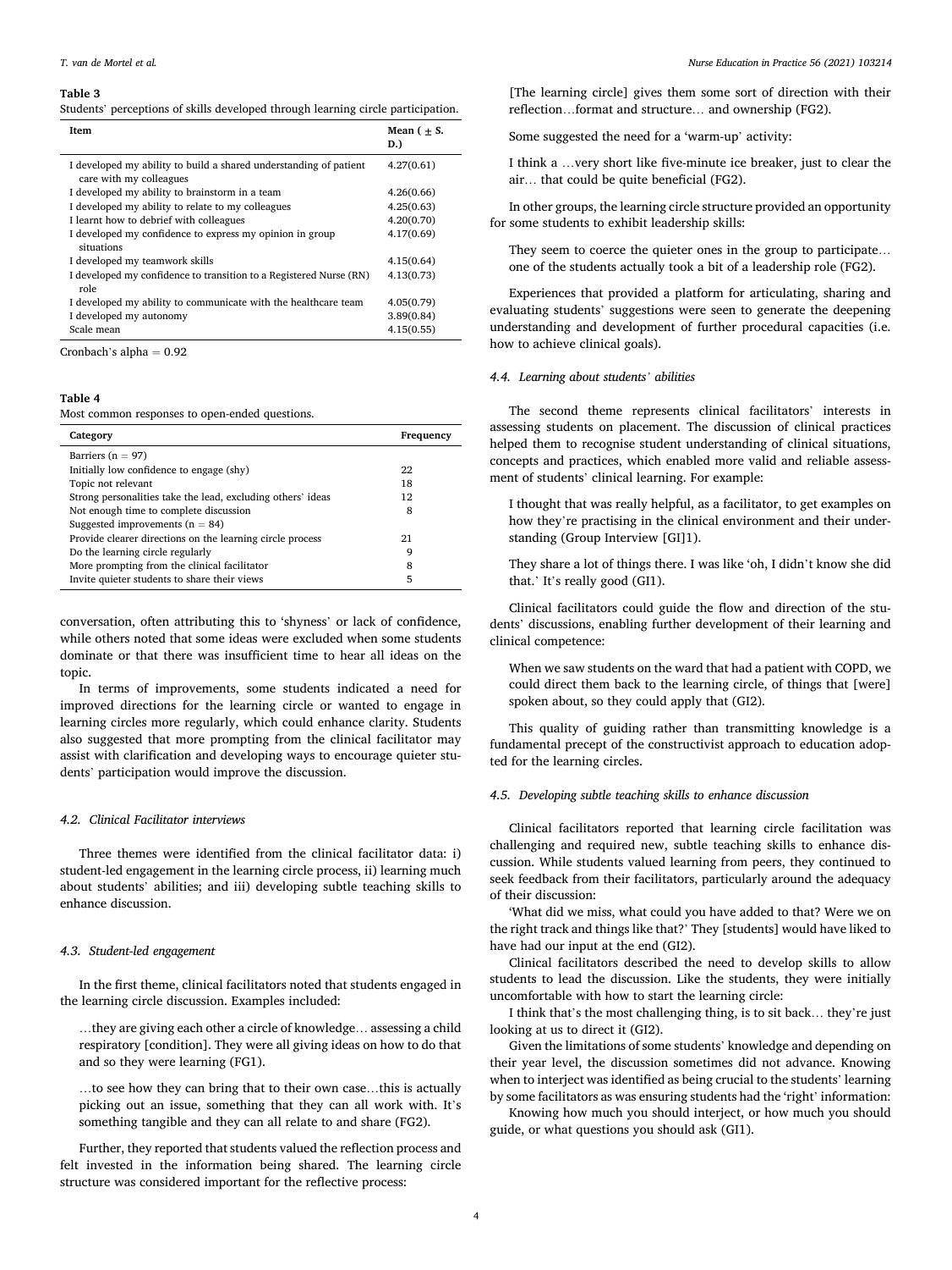**Table 3**
Students' perceptions of skills developed through learning circle participation.

| Item | Mean ( ± S.D.) |
|---|---|
| I developed my ability to build a shared understanding of patient care with my colleagues | 4.27(0.61) |
| I developed my ability to brainstorm in a team | 4.26(0.66) |
| I developed my ability to relate to my colleagues | 4.25(0.63) |
| I learnt how to debrief with colleagues | 4.20(0.70) |
| I developed my confidence to express my opinion in group situations | 4.17(0.69) |
| I developed my teamwork skills | 4.15(0.64) |
| I developed my confidence to transition to a Registered Nurse (RN) role | 4.13(0.73) |
| I developed my ability to communicate with the healthcare team | 4.05(0.79) |
| I developed my autonomy | 3.89(0.84) |
| Scale mean | 4.15(0.55) |

Cronbach's alpha = 0.92

**Table 4**
Most common responses to open-ended questions.

| Category | Frequency |
|---|---|
| Barriers (n = 97) | |
| Initially low confidence to engage (shy) | 22 |
| Topic not relevant | 18 |
| Strong personalities take the lead, excluding others' ideas | 12 |
| Not enough time to complete discussion | 8 |
| Suggested improvements (n = 84) | |
| Provide clearer directions on the learning circle process | 21 |
| Do the learning circle regularly | 9 |
| More prompting from the clinical facilitator | 8 |
| Invite quieter students to share their views | 5 |

conversation, often attributing this to 'shyness' or lack of confidence, while others noted that some ideas were excluded when some students dominate or that there was insufficient time to hear all ideas on the topic.

In terms of improvements, some students indicated a need for improved directions for the learning circle or wanted to engage in learning circles more regularly, which could enhance clarity. Students also suggested that more prompting from the clinical facilitator may assist with clarification and developing ways to encourage quieter students' participation would improve the discussion.

### 4.2. Clinical Facilitator interviews

Three themes were identified from the clinical facilitator data: i) student-led engagement in the learning circle process, ii) learning much about students' abilities; and iii) developing subtle teaching skills to enhance discussion.

### 4.3. Student-led engagement

In the first theme, clinical facilitators noted that students engaged in the learning circle discussion. Examples included:

> …they are giving each other a circle of knowledge… assessing a child respiratory [condition]. They were all giving ideas on how to do that and so they were learning (FG1).

> …to see how they can bring that to their own case…this is actually picking out an issue, something that they can all work with. It's something tangible and they can all relate to and share (FG2).

Further, they reported that students valued the reflection process and felt invested in the information being shared. The learning circle structure was considered important for the reflective process:

> [The learning circle] gives them some sort of direction with their reflection…format and structure… and ownership (FG2).

Some suggested the need for a 'warm-up' activity:

> I think a …very short like five-minute ice breaker, just to clear the air… that could be quite beneficial (FG2).

In other groups, the learning circle structure provided an opportunity for some students to exhibit leadership skills:

> They seem to coerce the quieter ones in the group to participate… one of the students actually took a bit of a leadership role (FG2).

Experiences that provided a platform for articulating, sharing and evaluating students' suggestions were seen to generate the deepening understanding and development of further procedural capacities (i.e. how to achieve clinical goals).

### 4.4. Learning about students' abilities

The second theme represents clinical facilitators' interests in assessing students on placement. The discussion of clinical practices helped them to recognise student understanding of clinical situations, concepts and practices, which enabled more valid and reliable assessment of students' clinical learning. For example:

> I thought that was really helpful, as a facilitator, to get examples on how they're practising in the clinical environment and their understanding (Group Interview [GI]1).

> They share a lot of things there. I was like 'oh, I didn't know she did that.' It's really good (GI1).

Clinical facilitators could guide the flow and direction of the students' discussions, enabling further development of their learning and clinical competence:

> When we saw students on the ward that had a patient with COPD, we could direct them back to the learning circle, of things that [were] spoken about, so they could apply that (GI2).

This quality of guiding rather than transmitting knowledge is a fundamental precept of the constructivist approach to education adopted for the learning circles.

### 4.5. Developing subtle teaching skills to enhance discussion

Clinical facilitators reported that learning circle facilitation was challenging and required new, subtle teaching skills to enhance discussion. While students valued learning from peers, they continued to seek feedback from their facilitators, particularly around the adequacy of their discussion:

'What did we miss, what could you have added to that? Were we on the right track and things like that?' They [students] would have liked to have had our input at the end (GI2).

Clinical facilitators described the need to develop skills to allow students to lead the discussion. Like the students, they were initially uncomfortable with how to start the learning circle:

I think that's the most challenging thing, is to sit back… they're just looking at us to direct it (GI2).

Given the limitations of some students' knowledge and depending on their year level, the discussion sometimes did not advance. Knowing when to interject was identified as being crucial to the students' learning by some facilitators as was ensuring students had the 'right' information:

Knowing how much you should interject, or how much you should guide, or what questions you should ask (GI1).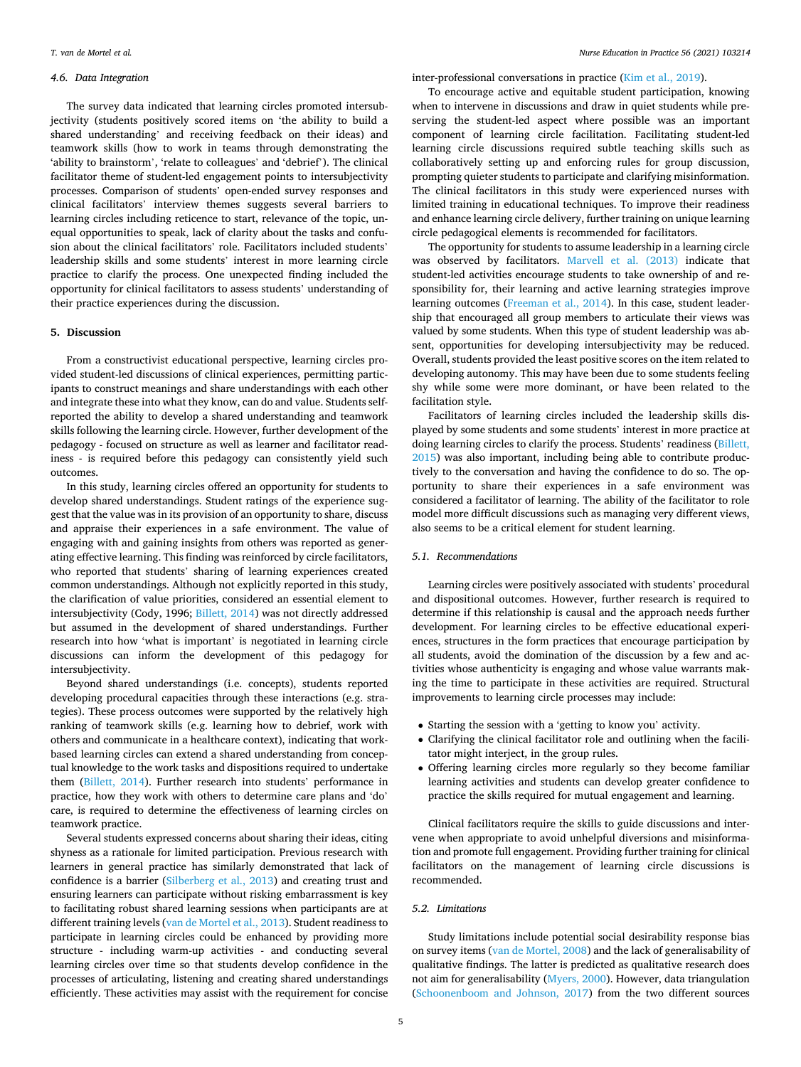### 4.6. Data Integration

The survey data indicated that learning circles promoted intersubjectivity (students positively scored items on 'the ability to build a shared understanding' and receiving feedback on their ideas) and teamwork skills (how to work in teams through demonstrating the 'ability to brainstorm', 'relate to colleagues' and 'debrief'). The clinical facilitator theme of student-led engagement points to intersubjectivity processes. Comparison of students' open-ended survey responses and clinical facilitators' interview themes suggests several barriers to learning circles including reticence to start, relevance of the topic, unequal opportunities to speak, lack of clarity about the tasks and confusion about the clinical facilitators' role. Facilitators included students' leadership skills and some students' interest in more learning circle practice to clarify the process. One unexpected finding included the opportunity for clinical facilitators to assess students' understanding of their practice experiences during the discussion.

## 5. Discussion

From a constructivist educational perspective, learning circles provided student-led discussions of clinical experiences, permitting participants to construct meanings and share understandings with each other and integrate these into what they know, can do and value. Students self-reported the ability to develop a shared understanding and teamwork skills following the learning circle. However, further development of the pedagogy - focused on structure as well as learner and facilitator readiness - is required before this pedagogy can consistently yield such outcomes.

In this study, learning circles offered an opportunity for students to develop shared understandings. Student ratings of the experience suggest that the value was in its provision of an opportunity to share, discuss and appraise their experiences in a safe environment. The value of engaging with and gaining insights from others was reported as generating effective learning. This finding was reinforced by circle facilitators, who reported that students' sharing of learning experiences created common understandings. Although not explicitly reported in this study, the clarification of value priorities, considered an essential element to intersubjectivity (Cody, 1996; Billett, 2014) was not directly addressed but assumed in the development of shared understandings. Further research into how 'what is important' is negotiated in learning circle discussions can inform the development of this pedagogy for intersubjectivity.

Beyond shared understandings (i.e. concepts), students reported developing procedural capacities through these interactions (e.g. strategies). These process outcomes were supported by the relatively high ranking of teamwork skills (e.g. learning how to debrief, work with others and communicate in a healthcare context), indicating that work-based learning circles can extend a shared understanding from conceptual knowledge to the work tasks and dispositions required to undertake them (Billett, 2014). Further research into students' performance in practice, how they work with others to determine care plans and 'do' care, is required to determine the effectiveness of learning circles on teamwork practice.

Several students expressed concerns about sharing their ideas, citing shyness as a rationale for limited participation. Previous research with learners in general practice has similarly demonstrated that lack of confidence is a barrier (Silberberg et al., 2013) and creating trust and ensuring learners can participate without risking embarrassment is key to facilitating robust shared learning sessions when participants are at different training levels (van de Mortel et al., 2013). Student readiness to participate in learning circles could be enhanced by providing more structure - including warm-up activities - and conducting several learning circles over time so that students develop confidence in the processes of articulating, listening and creating shared understandings efficiently. These activities may assist with the requirement for concise inter-professional conversations in practice (Kim et al., 2019).

To encourage active and equitable student participation, knowing when to intervene in discussions and draw in quiet students while preserving the student-led aspect where possible was an important component of learning circle facilitation. Facilitating student-led learning circle discussions required subtle teaching skills such as collaboratively setting up and enforcing rules for group discussion, prompting quieter students to participate and clarifying misinformation. The clinical facilitators in this study were experienced nurses with limited training in educational techniques. To improve their readiness and enhance learning circle delivery, further training on unique learning circle pedagogical elements is recommended for facilitators.

The opportunity for students to assume leadership in a learning circle was observed by facilitators. Marvell et al. (2013) indicate that student-led activities encourage students to take ownership of and responsibility for, their learning and active learning strategies improve learning outcomes (Freeman et al., 2014). In this case, student leadership that encouraged all group members to articulate their views was valued by some students. When this type of student leadership was absent, opportunities for developing intersubjectivity may be reduced. Overall, students provided the least positive scores on the item related to developing autonomy. This may have been due to some students feeling shy while some were more dominant, or have been related to the facilitation style.

Facilitators of learning circles included the leadership skills displayed by some students and some students' interest in more practice at doing learning circles to clarify the process. Students' readiness (Billett, 2015) was also important, including being able to contribute productively to the conversation and having the confidence to do so. The opportunity to share their experiences in a safe environment was considered a facilitator of learning. The ability of the facilitator to role model more difficult discussions such as managing very different views, also seems to be a critical element for student learning.

### 5.1. Recommendations

Learning circles were positively associated with students' procedural and dispositional outcomes. However, further research is required to determine if this relationship is causal and the approach needs further development. For learning circles to be effective educational experiences, structures in the form practices that encourage participation by all students, avoid the domination of the discussion by a few and activities whose authenticity is engaging and whose value warrants making the time to participate in these activities are required. Structural improvements to learning circle processes may include:

- Starting the session with a 'getting to know you' activity.
- Clarifying the clinical facilitator role and outlining when the facilitator might interject, in the group rules.
- Offering learning circles more regularly so they become familiar learning activities and students can develop greater confidence to practice the skills required for mutual engagement and learning.

Clinical facilitators require the skills to guide discussions and intervene when appropriate to avoid unhelpful diversions and misinformation and promote full engagement. Providing further training for clinical facilitators on the management of learning circle discussions is recommended.

### 5.2. Limitations

Study limitations include potential social desirability response bias on survey items (van de Mortel, 2008) and the lack of generalisability of qualitative findings. The latter is predicted as qualitative research does not aim for generalisability (Myers, 2000). However, data triangulation (Schoonenboom and Johnson, 2017) from the two different sources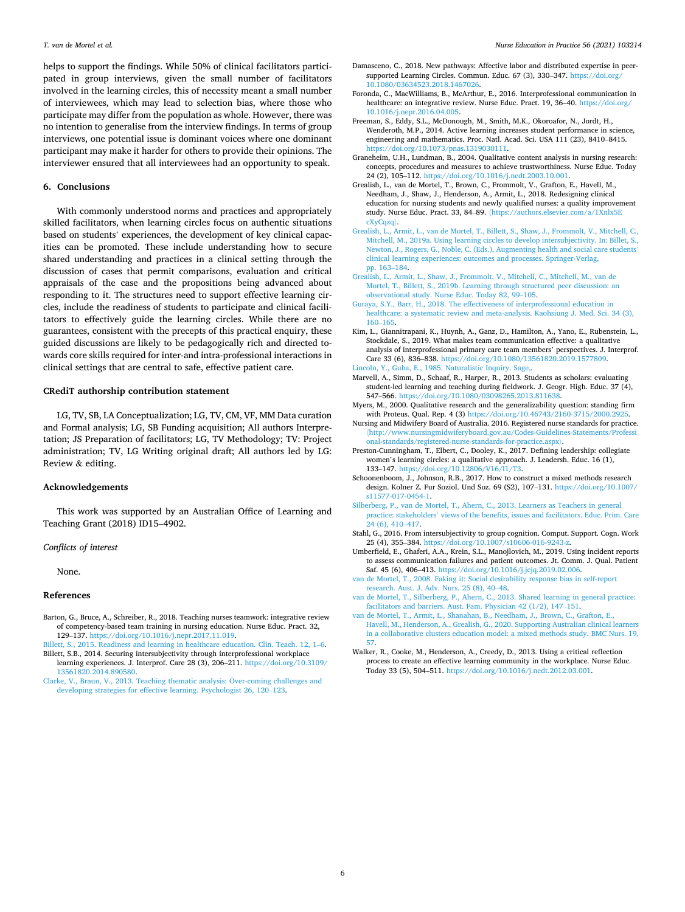helps to support the findings. While 50% of clinical facilitators participated in group interviews, given the small number of facilitators involved in the learning circles, this of necessity meant a small number of interviewees, which may lead to selection bias, where those who participate may differ from the population as whole. However, there was no intention to generalise from the interview findings. In terms of group interviews, one potential issue is dominant voices where one dominant participant may make it harder for others to provide their opinions. The interviewer ensured that all interviewees had an opportunity to speak.

## 6. Conclusions

With commonly understood norms and practices and appropriately skilled facilitators, when learning circles focus on authentic situations based on students' experiences, the development of key clinical capacities can be promoted. These include understanding how to secure shared understanding and practices in a clinical setting through the discussion of cases that permit comparisons, evaluation and critical appraisals of the case and the propositions being advanced about responding to it. The structures need to support effective learning circles, include the readiness of students to participate and clinical facilitators to effectively guide the learning circles. While there are no guarantees, consistent with the precepts of this practical enquiry, these guided discussions are likely to be pedagogically rich and directed towards core skills required for inter-and intra-professional interactions in clinical settings that are central to safe, effective patient care.

## CRediT authorship contribution statement

LG, TV, SB, LA Conceptualization; LG, TV, CM, VF, MM Data curation and Formal analysis; LG, SB Funding acquisition; All authors Interpretation; JS Preparation of facilitators; LG, TV Methodology; TV: Project administration; TV, LG Writing original draft; All authors led by LG: Review & editing.

## Acknowledgements

This work was supported by an Australian Office of Learning and Teaching Grant (2018) ID15–4902.

*Conflicts of interest*

None.

## References

Barton, G., Bruce, A., Schreiber, R., 2018. Teaching nurses teamwork: integrative review of competency-based team training in nursing education. Nurse Educ. Pract. 32, 129–137. https://doi.org/10.1016/j.nepr.2017.11.019.

Billett, S., 2015. Readiness and learning in healthcare education. Clin. Teach. 12, 1–6.

Billett, S.B., 2014. Securing intersubjectivity through interprofessional workplace learning experiences. J. Interprof. Care 28 (3), 206–211. https://doi.org/10.3109/13561820.2014.890580.

Clarke, V., Braun, V., 2013. Teaching thematic analysis: Over-coming challenges and developing strategies for effective learning. Psychologist 26, 120–123.

Damasceno, C., 2018. New pathways: Affective labor and distributed expertise in peer-supported Learning Circles. Commun. Educ. 67 (3), 330–347. https://doi.org/10.1080/03634523.2018.1467026.

Foronda, C., MacWilliams, B., McArthur, E., 2016. Interprofessional communication in healthcare: an integrative review. Nurse Educ. Pract. 19, 36–40. https://doi.org/10.1016/j.nepr.2016.04.005.

Freeman, S., Eddy, S.L., McDonough, M., Smith, M.K., Okoroafor, N., Jordt, H., Wenderoth, M.P., 2014. Active learning increases student performance in science, engineering and mathematics. Proc. Natl. Acad. Sci. USA 111 (23), 8410–8415. https://doi.org/10.1073/pnas.1319030111.

Graneheim, U.H., Lundman, B., 2004. Qualitative content analysis in nursing research: concepts, procedures and measures to achieve trustworthiness. Nurse Educ. Today 24 (2), 105–112. https://doi.org/10.1016/j.nedt.2003.10.001.

Grealish, L., van de Mortel, T., Brown, C., Frommolt, V., Grafton, E., Havell, M., Needham, J., Shaw, J., Henderson, A., Armit, L., 2018. Redesigning clinical education for nursing students and newly qualified nurses: a quality improvement study. Nurse Educ. Pract. 33, 84–89. ⟨https://authors.elsevier.com/a/1Xnlx5EcXyCqzq⟩.

Grealish, L., Armit, L., van de Mortel, T., Billett, S., Shaw, J., Frommolt, V., Mitchell, C., Mitchell, M., 2019a. Using learning circles to develop intersubjectivity. In: Billet, S., Newton, J., Rogers, G., Noble, C. (Eds.), Augmenting health and social care students' clinical learning experiences: outcomes and processes. Springer-Verlag, pp. 163–184.

Grealish, L., Armit, L., Shaw, J., Frommolt, V., Mitchell, C., Mitchell, M., van de Mortel, T., Billett, S., 2019b. Learning through structured peer discussion: an observational study. Nurse Educ. Today 82, 99–105.

Guraya, S.Y., Barr, H., 2018. The effectiveness of interprofessional education in healthcare: a systematic review and meta-analysis. Kaohsiung J. Med. Sci. 34 (3), 160–165.

Kim, L., Giannitrapani, K., Huynh, A., Ganz, D., Hamilton, A., Yano, E., Rubenstein, L., Stockdale, S., 2019. What makes team communication effective: a qualitative analysis of interprofessional primary care team members' perspectives. J. Interprof. Care 33 (6), 836–838. https://doi.org/10.1080/13561820.2019.1577809.

Lincoln, Y., Guba, E., 1985. Naturalistic Inquiry. Sage,.

Marvell, A., Simm, D., Schaaf, R., Harper, R., 2013. Students as scholars: evaluating student-led learning and teaching during fieldwork. J. Geogr. High. Educ. 37 (4), 547–566. https://doi.org/10.1080/03098265.2013.811638.

Myers, M., 2000. Qualitative research and the generalizability question: standing firm with Proteus. Qual. Rep. 4 (3) https://doi.org/10.46743/2160-3715/2000.2925.

Nursing and Midwifery Board of Australia. 2016. Registered nurse standards for practice. ⟨http://www.nursingmidwiferyboard.gov.au/Codes-Guidelines-Statements/Professional-standards/registered-nurse-standards-for-practice.aspx⟩.

Preston-Cunningham, T., Elbert, C., Dooley, K., 2017. Defining leadership: collegiate women's learning circles: a qualitative approach. J. Leadersh. Educ. 16 (1), 133–147. https://doi.org/10.12806/V16/I1/T3.

Schoonenboom, J., Johnson, R.B., 2017. How to construct a mixed methods research design. Kolner Z. Fur Soziol. Und Soz. 69 (S2), 107–131. https://doi.org/10.1007/s11577-017-0454-1.

Silberberg, P., van de Mortel, T., Ahern, C., 2013. Learners as Teachers in general practice: stakeholders' views of the benefits, issues and facilitators. Educ. Prim. Care 24 (6), 410–417.

Stahl, G., 2016. From intersubjectivity to group cognition. Comput. Support. Cogn. Work 25 (4), 355–384. https://doi.org/10.1007/s10606-016-9243-z.

Umberfield, E., Ghaferi, A.A., Krein, S.L., Manojlovich, M., 2019. Using incident reports to assess communication failures and patient outcomes. Jt. Comm. J. Qual. Patient Saf. 45 (6), 406–413. https://doi.org/10.1016/j.jcjq.2019.02.006.

van de Mortel, T., 2008. Faking it: Social desirability response bias in self-report research. Aust. J. Adv. Nurs. 25 (8), 40–48.

van de Mortel, T., Silberberg, P., Ahern, C., 2013. Shared learning in general practice: facilitators and barriers. Aust. Fam. Physician 42 (1/2), 147–151.

van de Mortel, T., Armit, L., Shanahan, B., Needham, J., Brown, C., Grafton, E., Havell, M., Henderson, A., Grealish, G., 2020. Supporting Australian clinical learners in a collaborative clusters education model: a mixed methods study. BMC Nurs. 19, 57.

Walker, R., Cooke, M., Henderson, A., Creedy, D., 2013. Using a critical reflection process to create an effective learning community in the workplace. Nurse Educ. Today 33 (5), 504–511. https://doi.org/10.1016/j.nedt.2012.03.001.